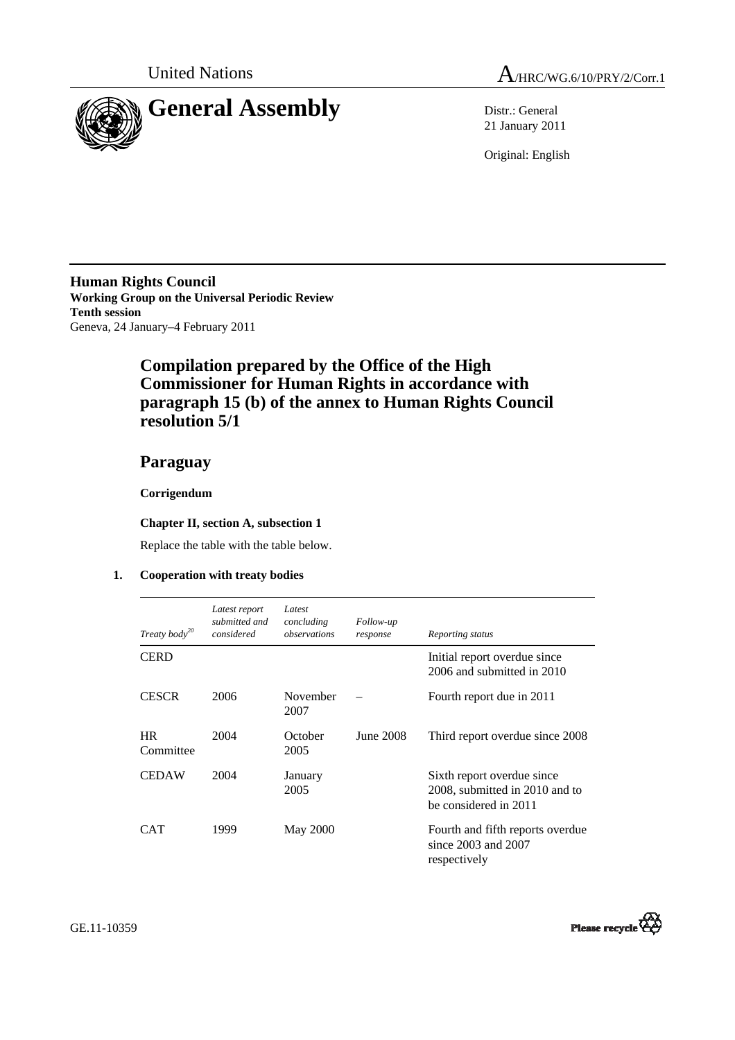United Nations

A/HRC/WG.6/10/PRY/2/Corr.1

# General Assembly

Distr.: General
21 January 2011

Original: English

**Human Rights Council**
**Working Group on the Universal Periodic Review**
**Tenth session**
Geneva, 24 January–4 February 2011

## Compilation prepared by the Office of the High Commissioner for Human Rights in accordance with paragraph 15 (b) of the annex to Human Rights Council resolution 5/1

## Paraguay

**Corrigendum**

**Chapter II, section A, subsection 1**

Replace the table with the table below.

### 1. Cooperation with treaty bodies

| *Treaty body*[20] | *Latest report submitted and considered* | *Latest concluding observations* | *Follow-up response* | *Reporting status* |
|---|---|---|---|---|
| CERD | | | | Initial report overdue since 2006 and submitted in 2010 |
| CESCR | 2006 | November 2007 | – | Fourth report due in 2011 |
| HR Committee | 2004 | October 2005 | June 2008 | Third report overdue since 2008 |
| CEDAW | 2004 | January 2005 | | Sixth report overdue since 2008, submitted in 2010 and to be considered in 2011 |
| CAT | 1999 | May 2000 | | Fourth and fifth reports overdue since 2003 and 2007 respectively |

GE.11-10359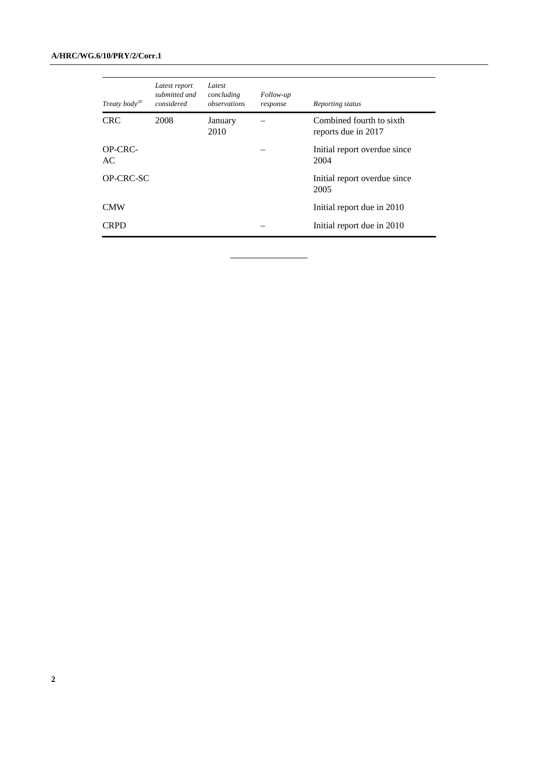| *Treaty body*[20] | *Latest report submitted and considered* | *Latest concluding observations* | *Follow-up response* | *Reporting status* |
|---|---|---|---|---|
| CRC | 2008 | January 2010 | – | Combined fourth to sixth reports due in 2017 |
| OP-CRC-AC | | | – | Initial report overdue since 2004 |
| OP-CRC-SC | | | | Initial report overdue since 2005 |
| CMW | | | | Initial report due in 2010 |
| CRPD | | | – | Initial report due in 2010 |